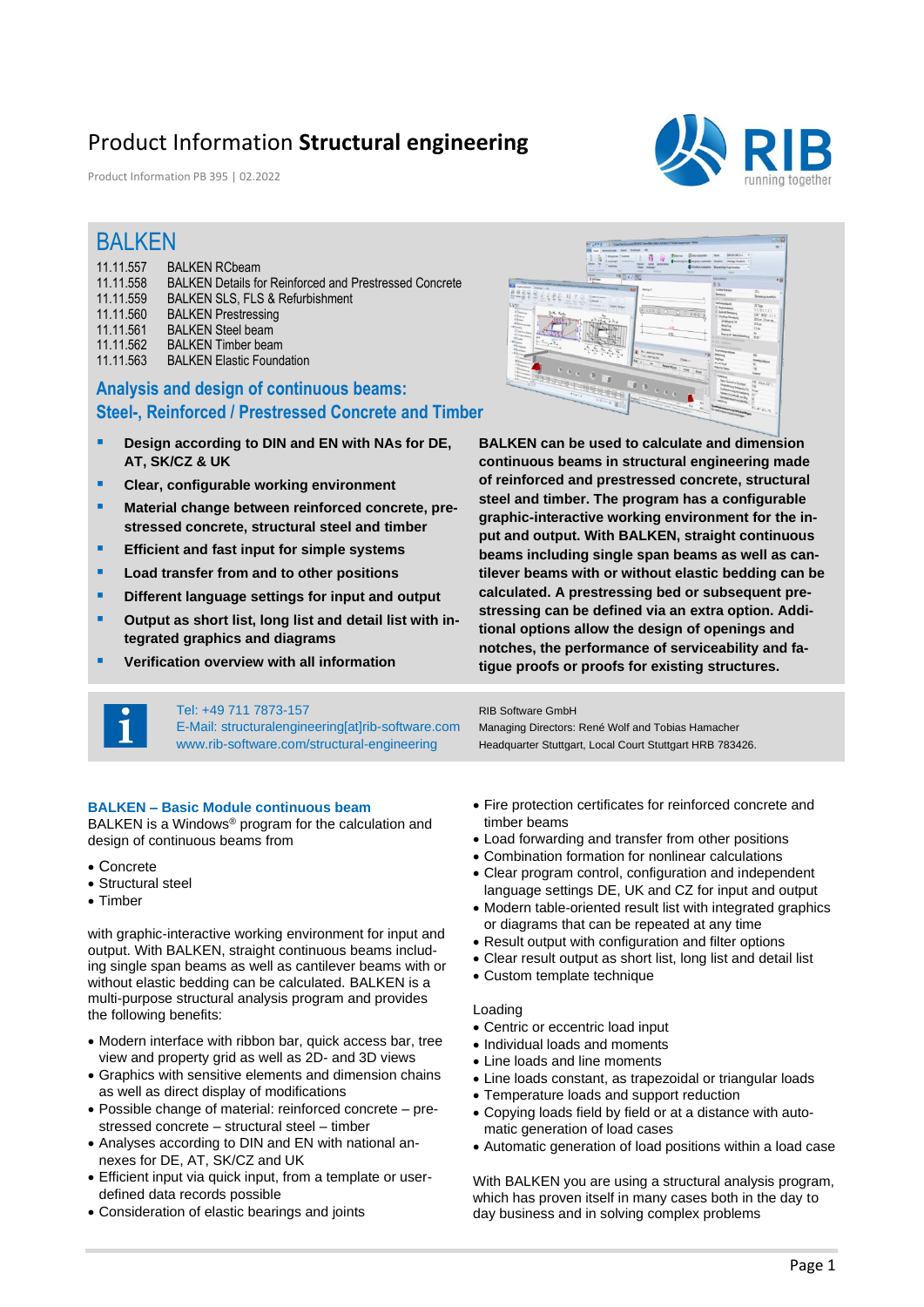# Product Information **Structural engineering**

Product Information PB 395 | 02.2022

## BALKEN

| | |
|---|---|
| 11.11.557 | BALKEN RCbeam |
| 11.11.558 | BALKEN Details for Reinforced and Prestressed Concrete |
| 11.11.559 | BALKEN SLS, FLS & Refurbishment |
| 11.11.560 | BALKEN Prestressing |
| 11.11.561 | BALKEN Steel beam |
| 11.11.562 | BALKEN Timber beam |
| 11.11.563 | BALKEN Elastic Foundation |

### Analysis and design of continuous beams: Steel-, Reinforced / Prestressed Concrete and Timber

- **Design according to DIN and EN with NAs for DE, AT, SK/CZ & UK**
- **Clear, configurable working environment**
- **Material change between reinforced concrete, prestressed concrete, structural steel and timber**
- **Efficient and fast input for simple systems**
- **Load transfer from and to other positions**
- **Different language settings for input and output**
- **Output as short list, long list and detail list with integrated graphics and diagrams**
- **Verification overview with all information**

**BALKEN can be used to calculate and dimension continuous beams in structural engineering made of reinforced and prestressed concrete, structural steel and timber. The program has a configurable graphic-interactive working environment for the input and output. With BALKEN, straight continuous beams including single span beams as well as cantilever beams with or without elastic bedding can be calculated. A prestressing bed or subsequent prestressing can be defined via an extra option. Additional options allow the design of openings and notches, the performance of serviceability and fatigue proofs or proofs for existing structures.**

Tel: +49 711 7873-157
E-Mail: structuralengineering[at]rib-software.com
www.rib-software.com/structural-engineering

RIB Software GmbH
Managing Directors: René Wolf and Tobias Hamacher
Headquarter Stuttgart, Local Court Stuttgart HRB 783426.

### BALKEN – Basic Module continuous beam

BALKEN is a Windows® program for the calculation and design of continuous beams from

- Concrete
- Structural steel
- Timber

with graphic-interactive working environment for input and output. With BALKEN, straight continuous beams including single span beams as well as cantilever beams with or without elastic bedding can be calculated. BALKEN is a multi-purpose structural analysis program and provides the following benefits:

- Modern interface with ribbon bar, quick access bar, tree view and property grid as well as 2D- and 3D views
- Graphics with sensitive elements and dimension chains as well as direct display of modifications
- Possible change of material: reinforced concrete – prestressed concrete – structural steel – timber
- Analyses according to DIN and EN with national annexes for DE, AT, SK/CZ and UK
- Efficient input via quick input, from a template or user-defined data records possible
- Consideration of elastic bearings and joints
- Fire protection certificates for reinforced concrete and timber beams
- Load forwarding and transfer from other positions
- Combination formation for nonlinear calculations
- Clear program control, configuration and independent language settings DE, UK and CZ for input and output
- Modern table-oriented result list with integrated graphics or diagrams that can be repeated at any time
- Result output with configuration and filter options
- Clear result output as short list, long list and detail list
- Custom template technique

Loading

- Centric or eccentric load input
- Individual loads and moments
- Line loads and line moments
- Line loads constant, as trapezoidal or triangular loads
- Temperature loads and support reduction
- Copying loads field by field or at a distance with automatic generation of load cases
- Automatic generation of load positions within a load case

With BALKEN you are using a structural analysis program, which has proven itself in many cases both in the day to day business and in solving complex problems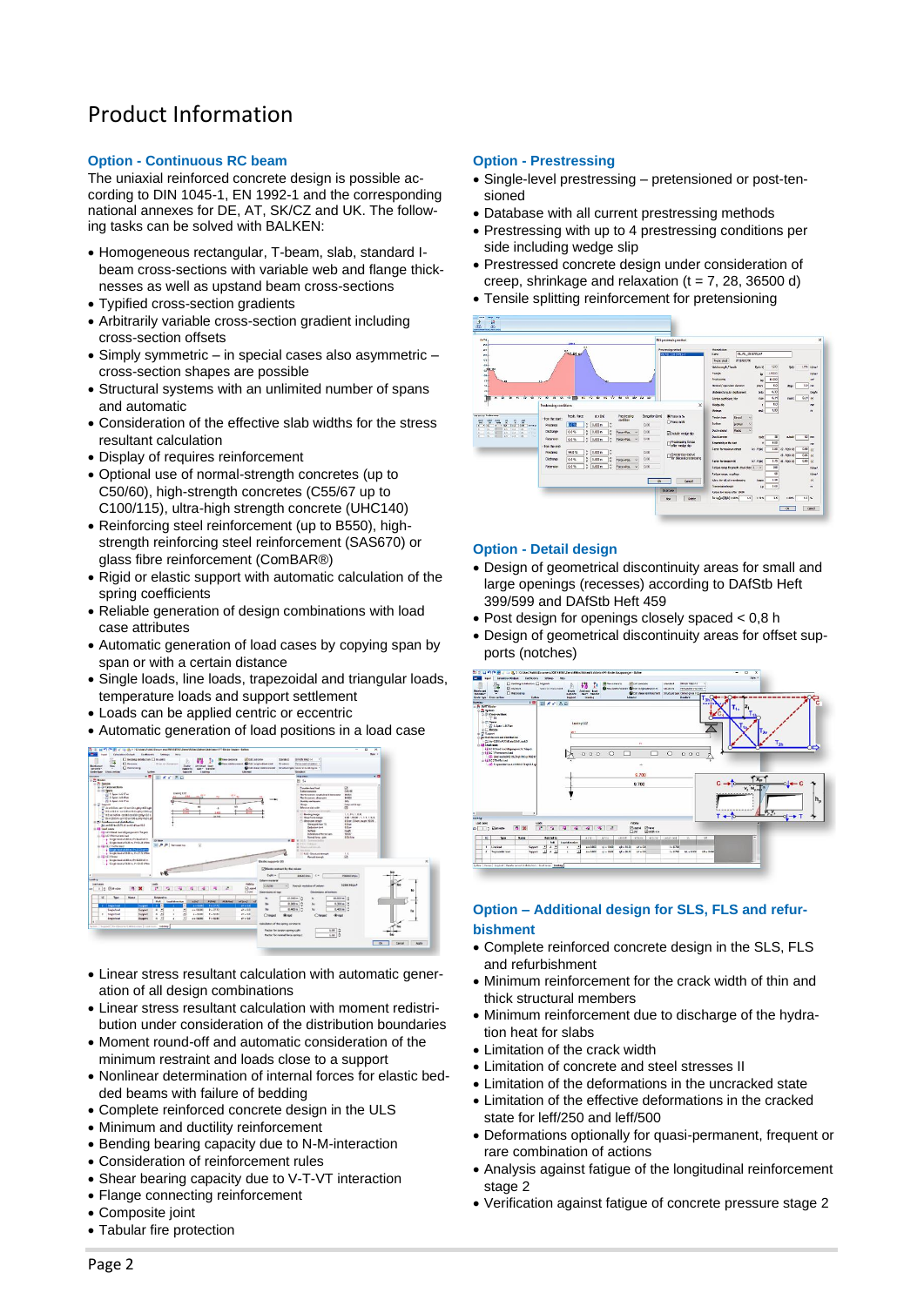# Product Information

## Option - Continuous RC beam

The uniaxial reinforced concrete design is possible according to DIN 1045-1, EN 1992-1 and the corresponding national annexes for DE, AT, SK/CZ and UK. The following tasks can be solved with BALKEN:

- Homogeneous rectangular, T-beam, slab, standard I-beam cross-sections with variable web and flange thicknesses as well as upstand beam cross-sections
- Typified cross-section gradients
- Arbitrarily variable cross-section gradient including cross-section offsets
- Simply symmetric – in special cases also asymmetric – cross-section shapes are possible
- Structural systems with an unlimited number of spans and automatic
- Consideration of the effective slab widths for the stress resultant calculation
- Display of requires reinforcement
- Optional use of normal-strength concretes (up to C50/60), high-strength concretes (C55/67 up to C100/115), ultra-high strength concrete (UHC140)
- Reinforcing steel reinforcement (up to B550), high-strength reinforcing steel reinforcement (SAS670) or glass fibre reinforcement (ComBAR®)
- Rigid or elastic support with automatic calculation of the spring coefficients
- Reliable generation of design combinations with load case attributes
- Automatic generation of load cases by copying span by span or with a certain distance
- Single loads, line loads, trapezoidal and triangular loads, temperature loads and support settlement
- Loads can be applied centric or eccentric
- Automatic generation of load positions in a load case
- Linear stress resultant calculation with automatic generation of all design combinations
- Linear stress resultant calculation with moment redistribution under consideration of the distribution boundaries
- Moment round-off and automatic consideration of the minimum restraint and loads close to a support
- Nonlinear determination of internal forces for elastic bedded beams with failure of bedding
- Complete reinforced concrete design in the ULS
- Minimum and ductility reinforcement
- Bending bearing capacity due to N-M-interaction
- Consideration of reinforcement rules
- Shear bearing capacity due to V-T-VT interaction
- Flange connecting reinforcement
- Composite joint
- Tabular fire protection

## Option - Prestressing

- Single-level prestressing – pretensioned or post-tensioned
- Database with all current prestressing methods
- Prestressing with up to 4 prestressing conditions per side including wedge slip
- Prestressed concrete design under consideration of creep, shrinkage and relaxation (t = 7, 28, 36500 d)
- Tensile splitting reinforcement for pretensioning

## Option - Detail design

- Design of geometrical discontinuity areas for small and large openings (recesses) according to DAfStb Heft 399/599 and DAfStb Heft 459
- Post design for openings closely spaced < 0,8 h
- Design of geometrical discontinuity areas for offset supports (notches)

## Option – Additional design for SLS, FLS and refurbishment

- Complete reinforced concrete design in the SLS, FLS and refurbishment
- Minimum reinforcement for the crack width of thin and thick structural members
- Minimum reinforcement due to discharge of the hydration heat for slabs
- Limitation of the crack width
- Limitation of concrete and steel stresses II
- Limitation of the deformations in the uncracked state
- Limitation of the effective deformations in the cracked state for leff/250 and leff/500
- Deformations optionally for quasi-permanent, frequent or rare combination of actions
- Analysis against fatigue of the longitudinal reinforcement stage 2
- Verification against fatigue of concrete pressure stage 2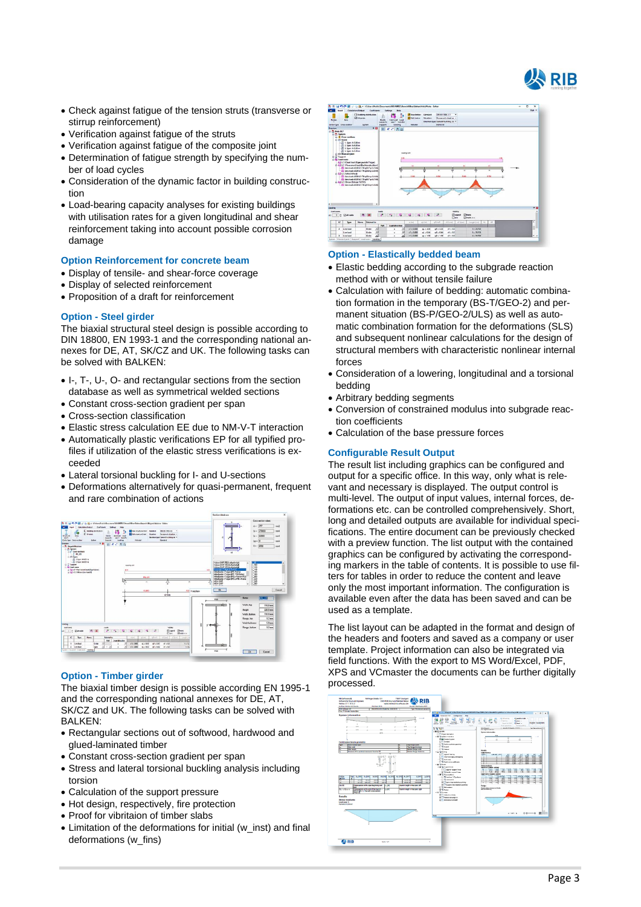- Check against fatigue of the tension struts (transverse or stirrup reinforcement)
- Verification against fatigue of the struts
- Verification against fatigue of the composite joint
- Determination of fatigue strength by specifying the number of load cycles
- Consideration of the dynamic factor in building construction
- Load-bearing capacity analyses for existing buildings with utilisation rates for a given longitudinal and shear reinforcement taking into account possible corrosion damage

### Option Reinforcement for concrete beam

- Display of tensile- and shear-force coverage
- Display of selected reinforcement
- Proposition of a draft for reinforcement

### Option - Steel girder

The biaxial structural steel design is possible according to DIN 18800, EN 1993-1 and the corresponding national annexes for DE, AT, SK/CZ and UK. The following tasks can be solved with BALKEN:

- I-, T-, U-, O- and rectangular sections from the section database as well as symmetrical welded sections
- Constant cross-section gradient per span
- Cross-section classification
- Elastic stress calculation EE due to NM-V-T interaction
- Automatically plastic verifications EP for all typified profiles if utilization of the elastic stress verifications is exceeded
- Lateral torsional buckling for I- and U-sections
- Deformations alternatively for quasi-permanent, frequent and rare combination of actions

### Option - Timber girder

The biaxial timber design is possible according EN 1995-1 and the corresponding national annexes for DE, AT, SK/CZ and UK. The following tasks can be solved with BALKEN:

- Rectangular sections out of softwood, hardwood and glued-laminated timber
- Constant cross-section gradient per span
- Stress and lateral torsional buckling analysis including torsion
- Calculation of the support pressure
- Hot design, respectively, fire protection
- Proof for vibration of timber slabs
- Limitation of the deformations for initial (w_inst) and final deformations (w_fins)

### Option - Elastically bedded beam

- Elastic bedding according to the subgrade reaction method with or without tensile failure
- Calculation with failure of bedding: automatic combination formation in the temporary (BS-T/GEO-2) and permanent situation (BS-P/GEO-2/ULS) as well as automatic combination formation for the deformations (SLS) and subsequent nonlinear calculations for the design of structural members with characteristic nonlinear internal forces
- Consideration of a lowering, longitudinal and a torsional bedding
- Arbitrary bedding segments
- Conversion of constrained modulus into subgrade reaction coefficients
- Calculation of the base pressure forces

### Configurable Result Output

The result list including graphics can be configured and output for a specific office. In this way, only what is relevant and necessary is displayed. The output control is multi-level. The output of input values, internal forces, deformations etc. can be controlled comprehensively. Short, long and detailed outputs are available for individual specifications. The entire document can be previously checked with a preview function. The list output with the contained graphics can be configured by activating the corresponding markers in the table of contents. It is possible to use filters for tables in order to reduce the content and leave only the most important information. The configuration is available even after the data has been saved and can be used as a template.

The list layout can be adapted in the format and design of the headers and footers and saved as a company or user template. Project information can also be integrated via field functions. With the export to MS Word/Excel, PDF, XPS and VCmaster the documents can be further digitally processed.